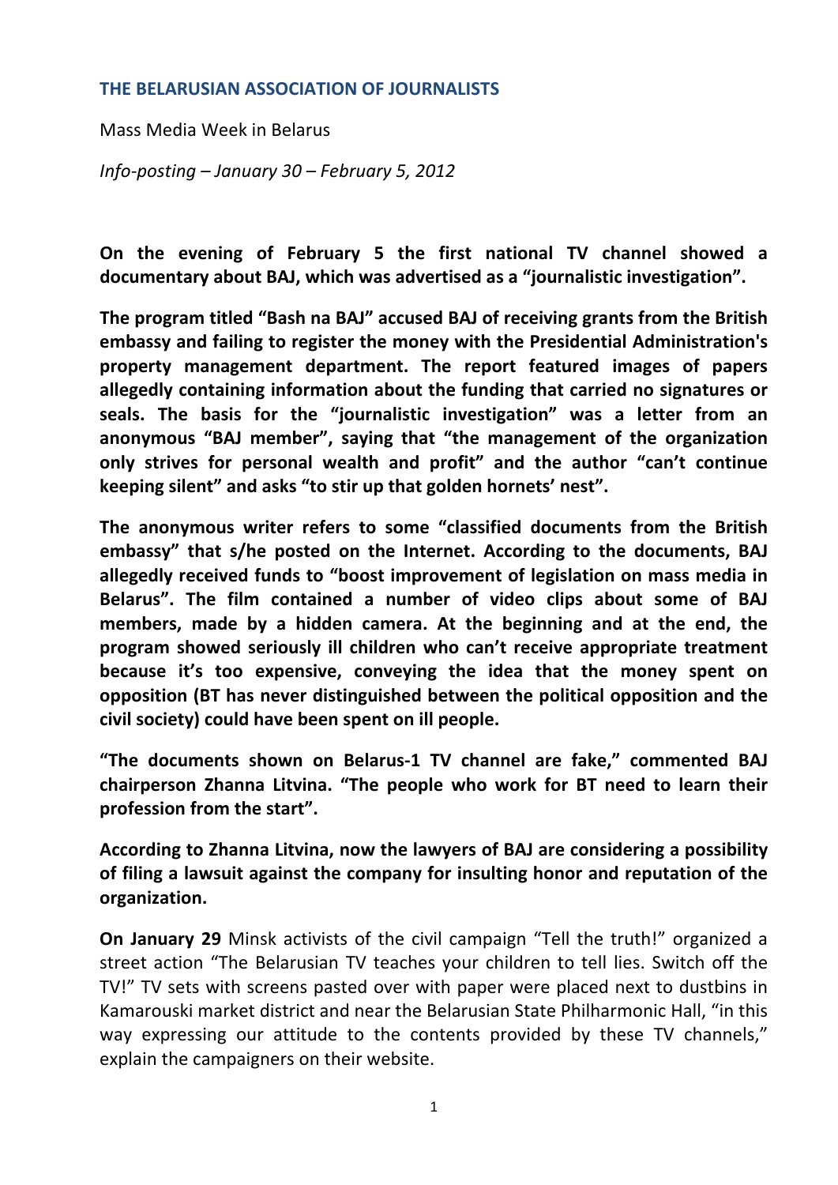## THE BELARUSIAN ASSOCIATION OF JOURNALISTS

Mass Media Week in Belarus

*Info-posting – January 30 – February 5, 2012*

**On the evening of February 5 the first national TV channel showed a documentary about BAJ, which was advertised as a "journalistic investigation".**

**The program titled "Bash na BAJ" accused BAJ of receiving grants from the British embassy and failing to register the money with the Presidential Administration's property management department. The report featured images of papers allegedly containing information about the funding that carried no signatures or seals. The basis for the "journalistic investigation" was a letter from an anonymous "BAJ member", saying that "the management of the organization only strives for personal wealth and profit" and the author "can't continue keeping silent" and asks "to stir up that golden hornets' nest".**

**The anonymous writer refers to some "classified documents from the British embassy" that s/he posted on the Internet. According to the documents, BAJ allegedly received funds to "boost improvement of legislation on mass media in Belarus". The film contained a number of video clips about some of BAJ members, made by a hidden camera. At the beginning and at the end, the program showed seriously ill children who can't receive appropriate treatment because it's too expensive, conveying the idea that the money spent on opposition (BT has never distinguished between the political opposition and the civil society) could have been spent on ill people.**

**"The documents shown on Belarus-1 TV channel are fake," commented BAJ chairperson Zhanna Litvina. "The people who work for BT need to learn their profession from the start".**

**According to Zhanna Litvina, now the lawyers of BAJ are considering a possibility of filing a lawsuit against the company for insulting honor and reputation of the organization.**

**On January 29** Minsk activists of the civil campaign "Tell the truth!" organized a street action "The Belarusian TV teaches your children to tell lies. Switch off the TV!" TV sets with screens pasted over with paper were placed next to dustbins in Kamarouski market district and near the Belarusian State Philharmonic Hall, "in this way expressing our attitude to the contents provided by these TV channels," explain the campaigners on their website.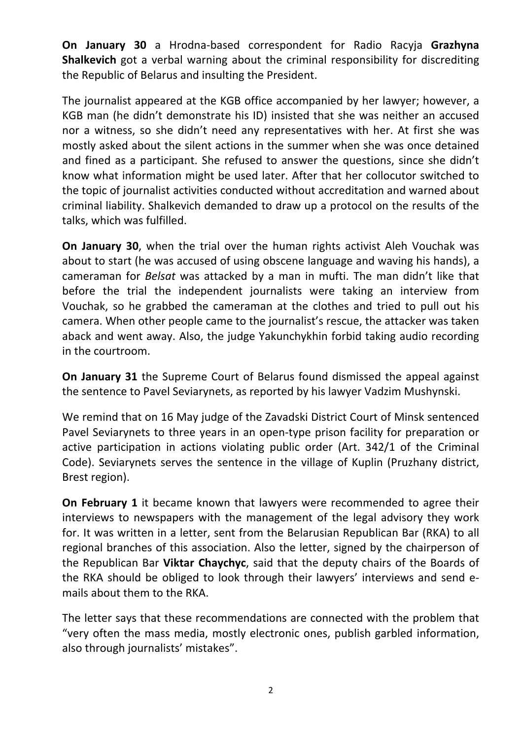**On January 30** a Hrodna-based correspondent for Radio Racyja **Grazhyna Shalkevich** got a verbal warning about the criminal responsibility for discrediting the Republic of Belarus and insulting the President.

The journalist appeared at the KGB office accompanied by her lawyer; however, a KGB man (he didn't demonstrate his ID) insisted that she was neither an accused nor a witness, so she didn't need any representatives with her. At first she was mostly asked about the silent actions in the summer when she was once detained and fined as a participant. She refused to answer the questions, since she didn't know what information might be used later. After that her collocutor switched to the topic of journalist activities conducted without accreditation and warned about criminal liability. Shalkevich demanded to draw up a protocol on the results of the talks, which was fulfilled.

**On January 30**, when the trial over the human rights activist Aleh Vouchak was about to start (he was accused of using obscene language and waving his hands), a cameraman for *Belsat* was attacked by a man in mufti. The man didn't like that before the trial the independent journalists were taking an interview from Vouchak, so he grabbed the cameraman at the clothes and tried to pull out his camera. When other people came to the journalist's rescue, the attacker was taken aback and went away. Also, the judge Yakunchykhin forbid taking audio recording in the courtroom.

**On January 31** the Supreme Court of Belarus found dismissed the appeal against the sentence to Pavel Seviarynets, as reported by his lawyer Vadzim Mushynski.

We remind that on 16 May judge of the Zavadski District Court of Minsk sentenced Pavel Seviarynets to three years in an open-type prison facility for preparation or active participation in actions violating public order (Art. 342/1 of the Criminal Code). Seviarynets serves the sentence in the village of Kuplin (Pruzhany district, Brest region).

**On February 1** it became known that lawyers were recommended to agree their interviews to newspapers with the management of the legal advisory they work for. It was written in a letter, sent from the Belarusian Republican Bar (RKA) to all regional branches of this association. Also the letter, signed by the chairperson of the Republican Bar **Viktar Chaychyc**, said that the deputy chairs of the Boards of the RKA should be obliged to look through their lawyers' interviews and send e-mails about them to the RKA.

The letter says that these recommendations are connected with the problem that "very often the mass media, mostly electronic ones, publish garbled information, also through journalists' mistakes".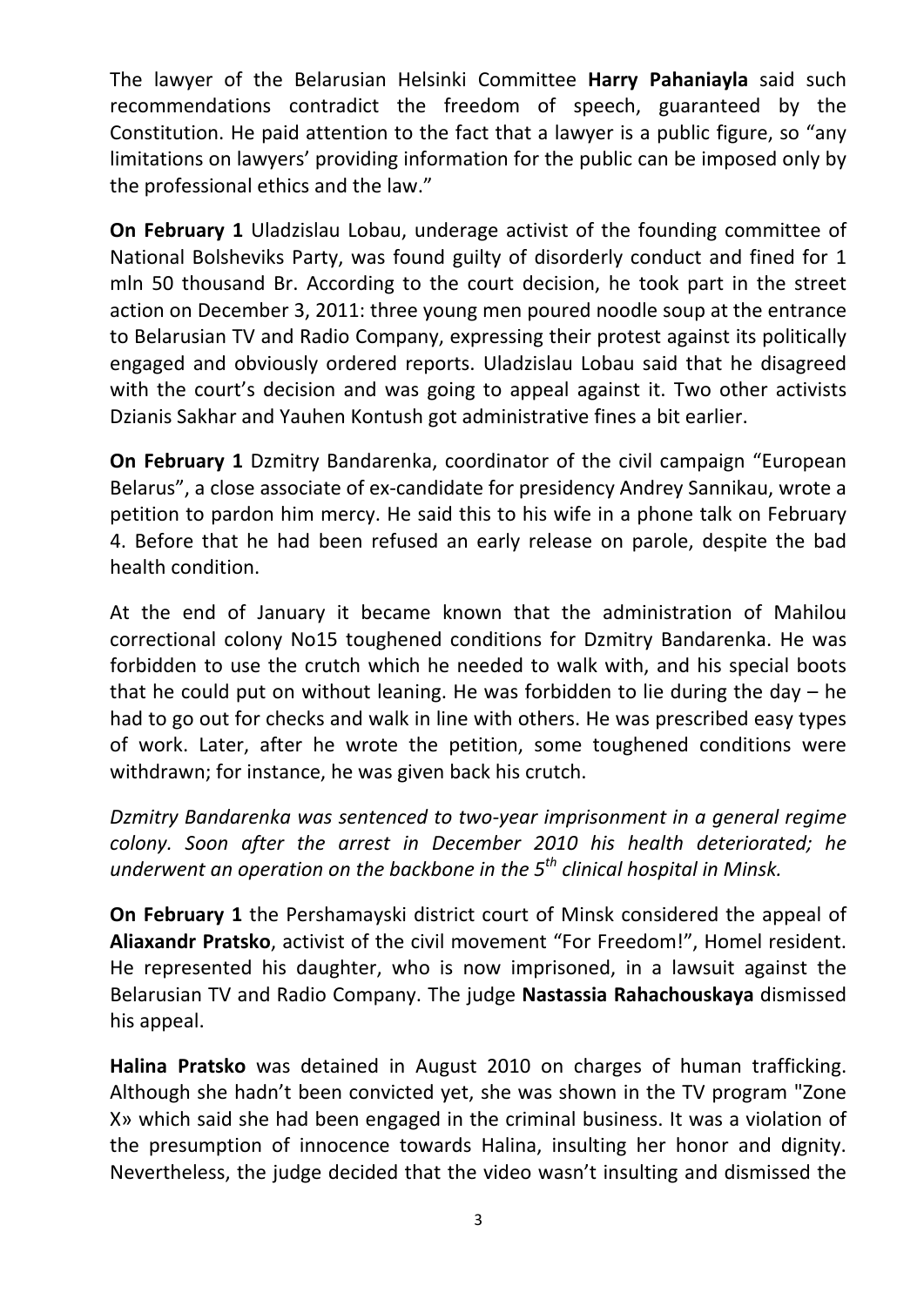The lawyer of the Belarusian Helsinki Committee **Harry Pahaniayla** said such recommendations contradict the freedom of speech, guaranteed by the Constitution. He paid attention to the fact that a lawyer is a public figure, so "any limitations on lawyers' providing information for the public can be imposed only by the professional ethics and the law."

**On February 1** Uladzislau Lobau, underage activist of the founding committee of National Bolsheviks Party, was found guilty of disorderly conduct and fined for 1 mln 50 thousand Br. According to the court decision, he took part in the street action on December 3, 2011: three young men poured noodle soup at the entrance to Belarusian TV and Radio Company, expressing their protest against its politically engaged and obviously ordered reports. Uladzislau Lobau said that he disagreed with the court's decision and was going to appeal against it. Two other activists Dzianis Sakhar and Yauhen Kontush got administrative fines a bit earlier.

**On February 1** Dzmitry Bandarenka, coordinator of the civil campaign "European Belarus", a close associate of ex-candidate for presidency Andrey Sannikau, wrote a petition to pardon him mercy. He said this to his wife in a phone talk on February 4. Before that he had been refused an early release on parole, despite the bad health condition.

At the end of January it became known that the administration of Mahilou correctional colony No15 toughened conditions for Dzmitry Bandarenka. He was forbidden to use the crutch which he needed to walk with, and his special boots that he could put on without leaning. He was forbidden to lie during the day – he had to go out for checks and walk in line with others. He was prescribed easy types of work. Later, after he wrote the petition, some toughened conditions were withdrawn; for instance, he was given back his crutch.

*Dzmitry Bandarenka was sentenced to two-year imprisonment in a general regime colony. Soon after the arrest in December 2010 his health deteriorated; he underwent an operation on the backbone in the 5th clinical hospital in Minsk.*

**On February 1** the Pershamayski district court of Minsk considered the appeal of **Aliaxandr Pratsko**, activist of the civil movement "For Freedom!", Homel resident. He represented his daughter, who is now imprisoned, in a lawsuit against the Belarusian TV and Radio Company. The judge **Nastassia Rahachouskaya** dismissed his appeal.

**Halina Pratsko** was detained in August 2010 on charges of human trafficking. Although she hadn't been convicted yet, she was shown in the TV program "Zone X» which said she had been engaged in the criminal business. It was a violation of the presumption of innocence towards Halina, insulting her honor and dignity. Nevertheless, the judge decided that the video wasn't insulting and dismissed the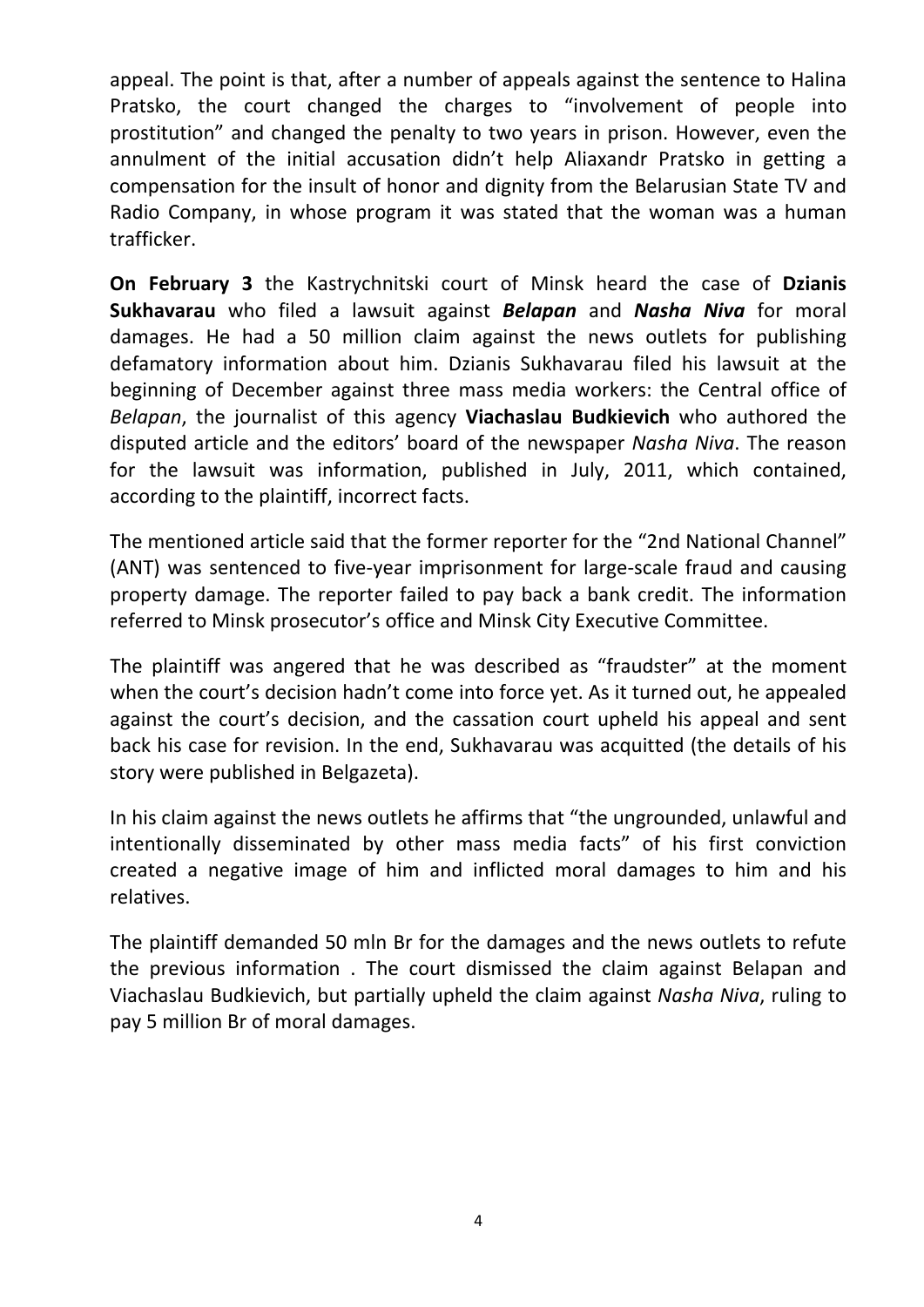appeal. The point is that, after a number of appeals against the sentence to Halina Pratsko, the court changed the charges to "involvement of people into prostitution" and changed the penalty to two years in prison. However, even the annulment of the initial accusation didn't help Aliaxandr Pratsko in getting a compensation for the insult of honor and dignity from the Belarusian State TV and Radio Company, in whose program it was stated that the woman was a human trafficker.

**On February 3** the Kastrychnitski court of Minsk heard the case of **Dzianis Sukhavarau** who filed a lawsuit against ***Belapan*** and ***Nasha Niva*** for moral damages. He had a 50 million claim against the news outlets for publishing defamatory information about him. Dzianis Sukhavarau filed his lawsuit at the beginning of December against three mass media workers: the Central office of *Belapan*, the journalist of this agency **Viachaslau Budkievich** who authored the disputed article and the editors' board of the newspaper *Nasha Niva*. The reason for the lawsuit was information, published in July, 2011, which contained, according to the plaintiff, incorrect facts.

The mentioned article said that the former reporter for the "2nd National Channel" (ANT) was sentenced to five-year imprisonment for large-scale fraud and causing property damage. The reporter failed to pay back a bank credit. The information referred to Minsk prosecutor's office and Minsk City Executive Committee.

The plaintiff was angered that he was described as "fraudster" at the moment when the court's decision hadn't come into force yet. As it turned out, he appealed against the court's decision, and the cassation court upheld his appeal and sent back his case for revision. In the end, Sukhavarau was acquitted (the details of his story were published in Belgazeta).

In his claim against the news outlets he affirms that "the ungrounded, unlawful and intentionally disseminated by other mass media facts" of his first conviction created a negative image of him and inflicted moral damages to him and his relatives.

The plaintiff demanded 50 mln Br for the damages and the news outlets to refute the previous information . The court dismissed the claim against Belapan and Viachaslau Budkievich, but partially upheld the claim against *Nasha Niva*, ruling to pay 5 million Br of moral damages.